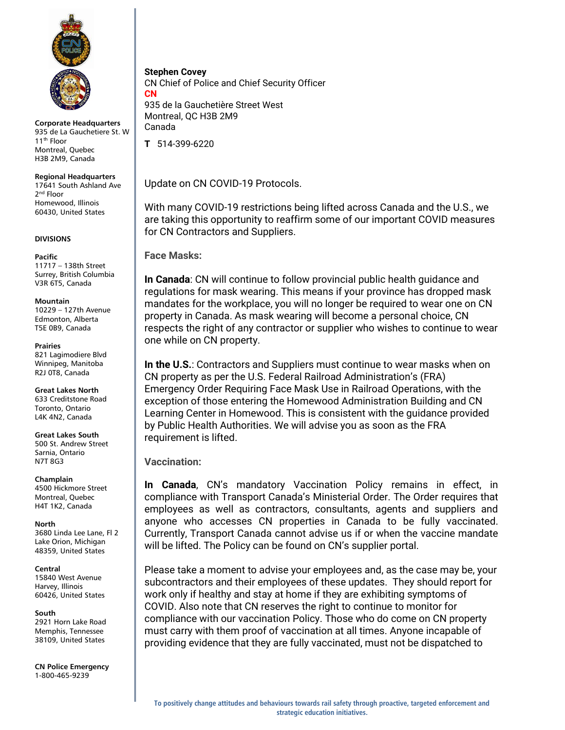**Corporate Headquarters**
935 de La Gauchetiere St. W
11th Floor
Montreal, Quebec
H3B 2M9, Canada

**Regional Headquarters**
17641 South Ashland Ave
2nd Floor
Homewood, Illinois
60430, United States

**DIVISIONS**

**Pacific**
11717 – 138th Street
Surrey, British Columbia
V3R 6T5, Canada

**Mountain**
10229 – 127th Avenue
Edmonton, Alberta
T5E 0B9, Canada

**Prairies**
821 Lagimodiere Blvd
Winnipeg, Manitoba
R2J 0T8, Canada

**Great Lakes North**
633 Creditstone Road
Toronto, Ontario
L4K 4N2, Canada

**Great Lakes South**
500 St. Andrew Street
Sarnia, Ontario
N7T 8G3

**Champlain**
4500 Hickmore Street
Montreal, Quebec
H4T 1K2, Canada

**North**
3680 Linda Lee Lane, Fl 2
Lake Orion, Michigan
48359, United States

**Central**
15840 West Avenue
Harvey, Illinois
60426, United States

**South**
2921 Horn Lake Road
Memphis, Tennessee
38109, United States

**CN Police Emergency**
1-800-465-9239

---

**Stephen Covey**
CN Chief of Police and Chief Security Officer
**CN**
935 de la Gauchetière Street West
Montreal, QC H3B 2M9
Canada

**T** 514-399-6220

Update on CN COVID-19 Protocols.

With many COVID-19 restrictions being lifted across Canada and the U.S., we are taking this opportunity to reaffirm some of our important COVID measures for CN Contractors and Suppliers.

**Face Masks:**

**In Canada**: CN will continue to follow provincial public health guidance and regulations for mask wearing. This means if your province has dropped mask mandates for the workplace, you will no longer be required to wear one on CN property in Canada. As mask wearing will become a personal choice, CN respects the right of any contractor or supplier who wishes to continue to wear one while on CN property.

**In the U.S.**: Contractors and Suppliers must continue to wear masks when on CN property as per the U.S. Federal Railroad Administration's (FRA) Emergency Order Requiring Face Mask Use in Railroad Operations, with the exception of those entering the Homewood Administration Building and CN Learning Center in Homewood. This is consistent with the guidance provided by Public Health Authorities. We will advise you as soon as the FRA requirement is lifted.

**Vaccination:**

**In Canada**, CN's mandatory Vaccination Policy remains in effect, in compliance with Transport Canada's Ministerial Order. The Order requires that employees as well as contractors, consultants, agents and suppliers and anyone who accesses CN properties in Canada to be fully vaccinated. Currently, Transport Canada cannot advise us if or when the vaccine mandate will be lifted. The Policy can be found on CN's supplier portal.

Please take a moment to advise your employees and, as the case may be, your subcontractors and their employees of these updates. They should report for work only if healthy and stay at home if they are exhibiting symptoms of COVID. Also note that CN reserves the right to continue to monitor for compliance with our vaccination Policy. Those who do come on CN property must carry with them proof of vaccination at all times. Anyone incapable of providing evidence that they are fully vaccinated, must not be dispatched to

To positively change attitudes and behaviours towards rail safety through proactive, targeted enforcement and strategic education initiatives.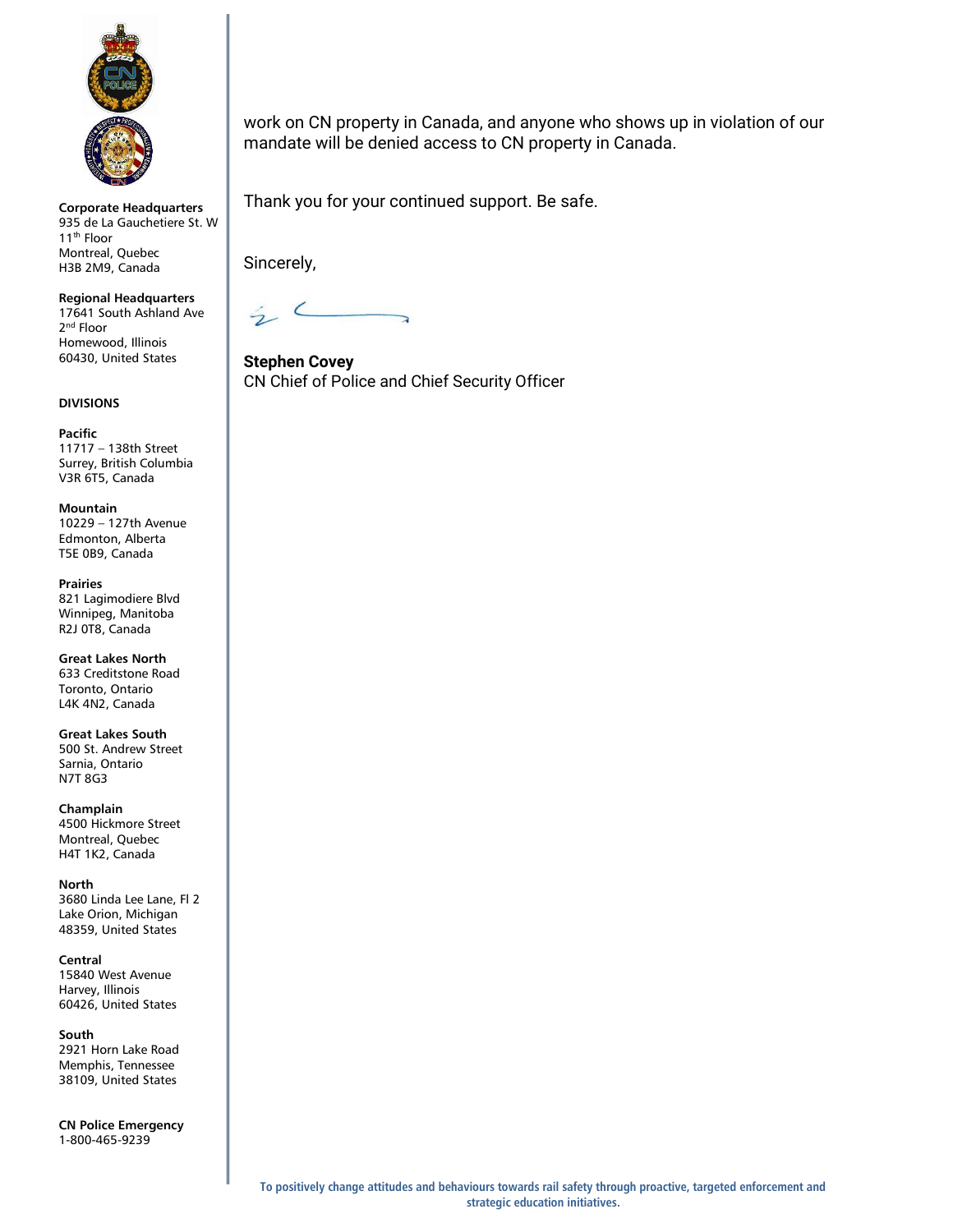**Corporate Headquarters**
935 de La Gauchetiere St. W
11th Floor
Montreal, Quebec
H3B 2M9, Canada

**Regional Headquarters**
17641 South Ashland Ave
2nd Floor
Homewood, Illinois
60430, United States

**DIVISIONS**

**Pacific**
11717 – 138th Street
Surrey, British Columbia
V3R 6T5, Canada

**Mountain**
10229 – 127th Avenue
Edmonton, Alberta
T5E 0B9, Canada

**Prairies**
821 Lagimodiere Blvd
Winnipeg, Manitoba
R2J 0T8, Canada

**Great Lakes North**
633 Creditstone Road
Toronto, Ontario
L4K 4N2, Canada

**Great Lakes South**
500 St. Andrew Street
Sarnia, Ontario
N7T 8G3

**Champlain**
4500 Hickmore Street
Montreal, Quebec
H4T 1K2, Canada

**North**
3680 Linda Lee Lane, Fl 2
Lake Orion, Michigan
48359, United States

**Central**
15840 West Avenue
Harvey, Illinois
60426, United States

**South**
2921 Horn Lake Road
Memphis, Tennessee
38109, United States

**CN Police Emergency**
1-800-465-9239

work on CN property in Canada, and anyone who shows up in violation of our mandate will be denied access to CN property in Canada.

Thank you for your continued support. Be safe.

Sincerely,

**Stephen Covey**
CN Chief of Police and Chief Security Officer

**To positively change attitudes and behaviours towards rail safety through proactive, targeted enforcement and strategic education initiatives.**